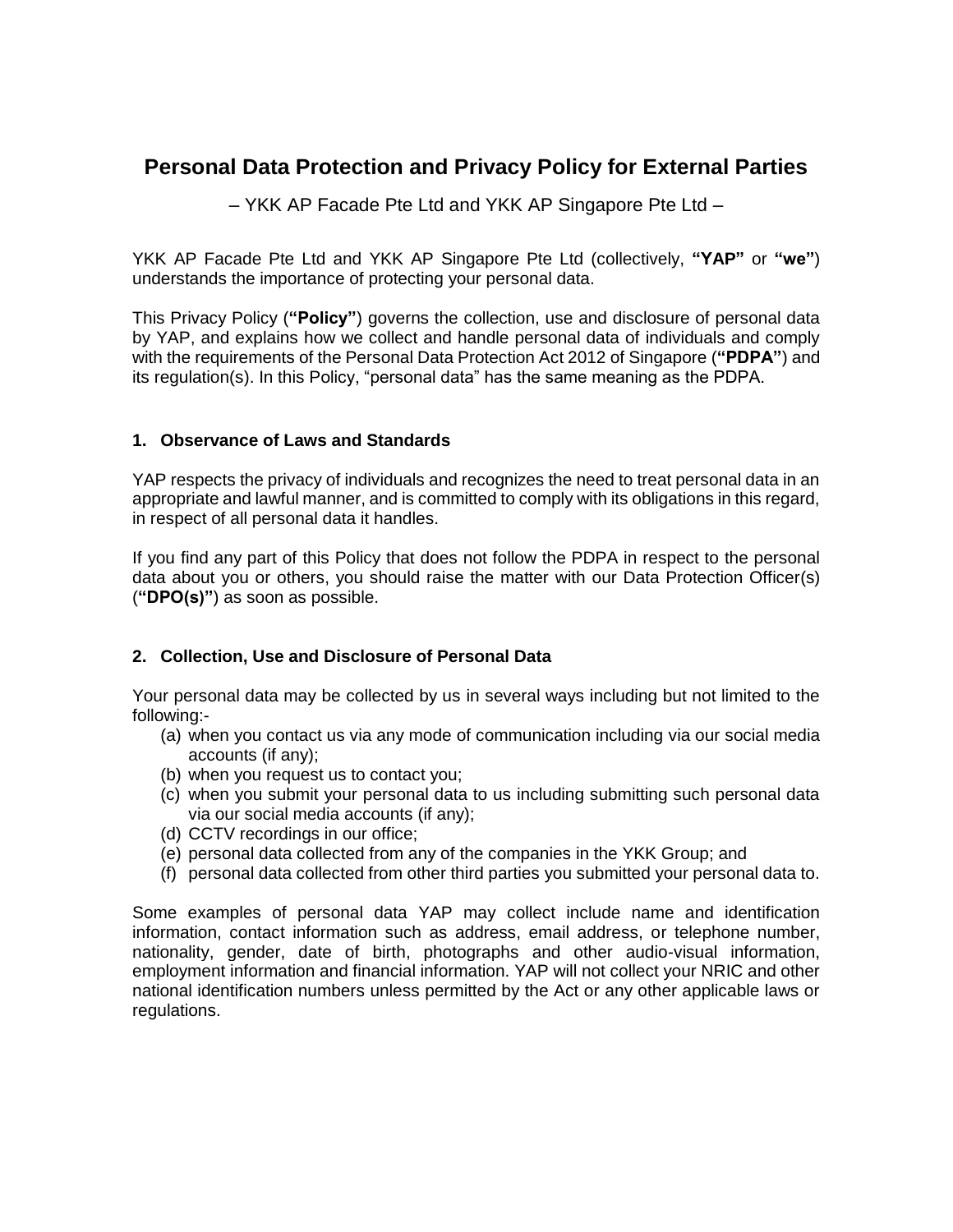# Personal Data Protection and Privacy Policy for External Parties

– YKK AP Facade Pte Ltd and YKK AP Singapore Pte Ltd –

YKK AP Facade Pte Ltd and YKK AP Singapore Pte Ltd (collectively, **“YAP”** or **“we”**) understands the importance of protecting your personal data.

This Privacy Policy (**“Policy”**) governs the collection, use and disclosure of personal data by YAP, and explains how we collect and handle personal data of individuals and comply with the requirements of the Personal Data Protection Act 2012 of Singapore (**“PDPA”**) and its regulation(s). In this Policy, “personal data” has the same meaning as the PDPA.

## 1. Observance of Laws and Standards

YAP respects the privacy of individuals and recognizes the need to treat personal data in an appropriate and lawful manner, and is committed to comply with its obligations in this regard, in respect of all personal data it handles.

If you find any part of this Policy that does not follow the PDPA in respect to the personal data about you or others, you should raise the matter with our Data Protection Officer(s) (**“DPO(s)”**) as soon as possible.

## 2. Collection, Use and Disclosure of Personal Data

Your personal data may be collected by us in several ways including but not limited to the following:-

(a) when you contact us via any mode of communication including via our social media accounts (if any);
(b) when you request us to contact you;
(c) when you submit your personal data to us including submitting such personal data via our social media accounts (if any);
(d) CCTV recordings in our office;
(e) personal data collected from any of the companies in the YKK Group; and
(f) personal data collected from other third parties you submitted your personal data to.

Some examples of personal data YAP may collect include name and identification information, contact information such as address, email address, or telephone number, nationality, gender, date of birth, photographs and other audio-visual information, employment information and financial information. YAP will not collect your NRIC and other national identification numbers unless permitted by the Act or any other applicable laws or regulations.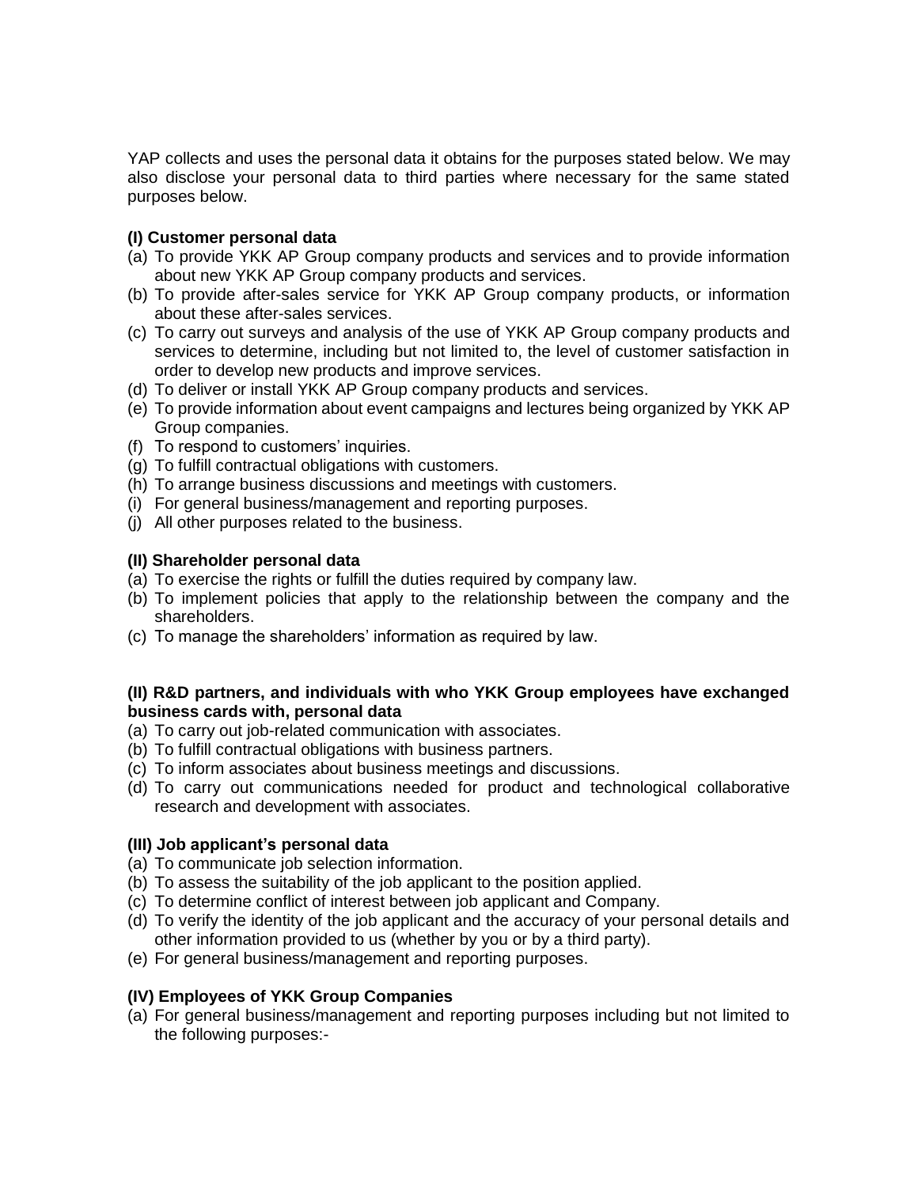YAP collects and uses the personal data it obtains for the purposes stated below. We may also disclose your personal data to third parties where necessary for the same stated purposes below.

**(I) Customer personal data**

(a) To provide YKK AP Group company products and services and to provide information about new YKK AP Group company products and services.
(b) To provide after-sales service for YKK AP Group company products, or information about these after-sales services.
(c) To carry out surveys and analysis of the use of YKK AP Group company products and services to determine, including but not limited to, the level of customer satisfaction in order to develop new products and improve services.
(d) To deliver or install YKK AP Group company products and services.
(e) To provide information about event campaigns and lectures being organized by YKK AP Group companies.
(f) To respond to customers' inquiries.
(g) To fulfill contractual obligations with customers.
(h) To arrange business discussions and meetings with customers.
(i) For general business/management and reporting purposes.
(j) All other purposes related to the business.

**(II) Shareholder personal data**

(a) To exercise the rights or fulfill the duties required by company law.
(b) To implement policies that apply to the relationship between the company and the shareholders.
(c) To manage the shareholders' information as required by law.

**(II) R&D partners, and individuals with who YKK Group employees have exchanged business cards with, personal data**

(a) To carry out job-related communication with associates.
(b) To fulfill contractual obligations with business partners.
(c) To inform associates about business meetings and discussions.
(d) To carry out communications needed for product and technological collaborative research and development with associates.

**(III) Job applicant's personal data**

(a) To communicate job selection information.
(b) To assess the suitability of the job applicant to the position applied.
(c) To determine conflict of interest between job applicant and Company.
(d) To verify the identity of the job applicant and the accuracy of your personal details and other information provided to us (whether by you or by a third party).
(e) For general business/management and reporting purposes.

**(IV) Employees of YKK Group Companies**

(a) For general business/management and reporting purposes including but not limited to the following purposes:-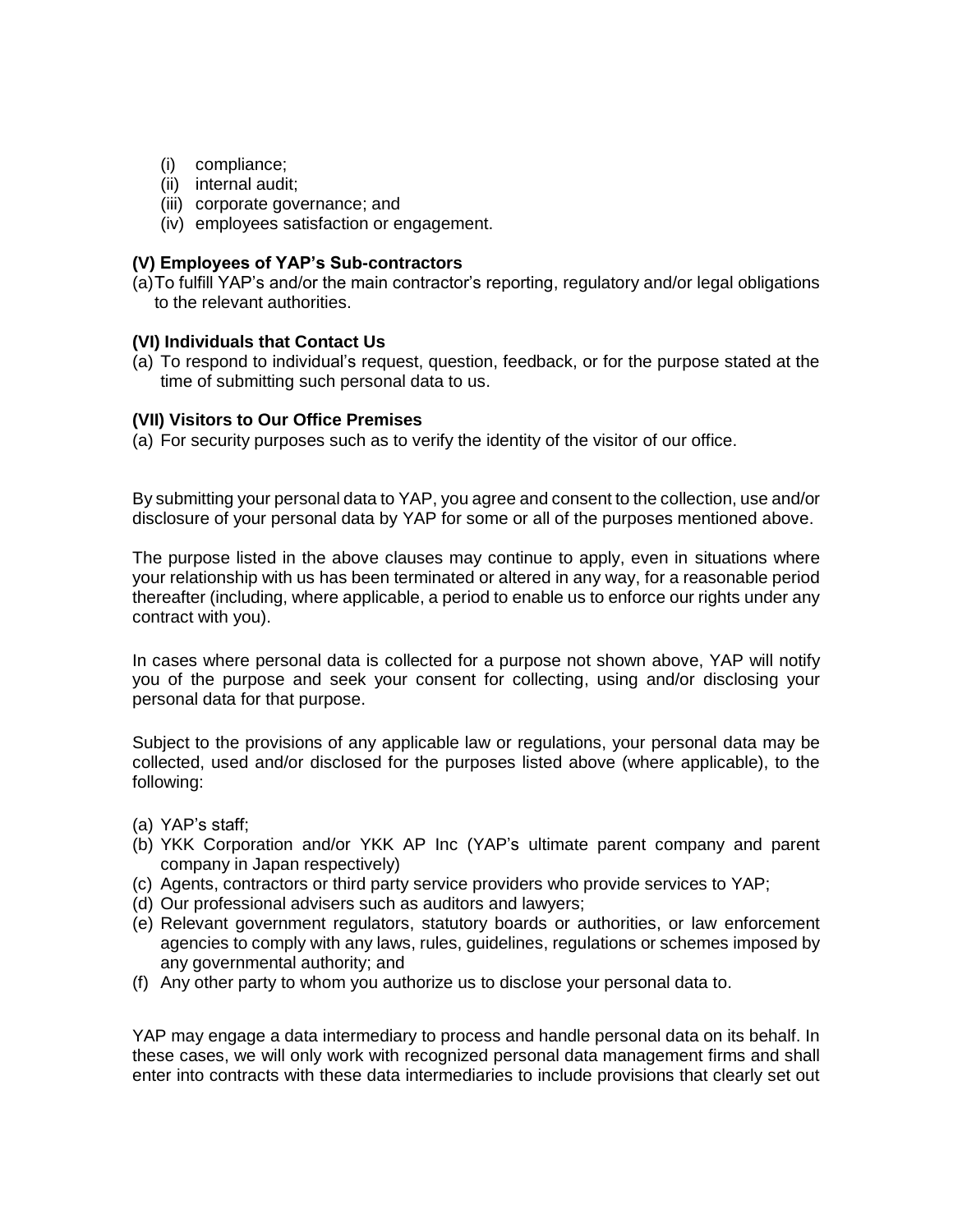(i) compliance;
(ii) internal audit;
(iii) corporate governance; and
(iv) employees satisfaction or engagement.

**(V) Employees of YAP's Sub-contractors**

(a) To fulfill YAP's and/or the main contractor's reporting, regulatory and/or legal obligations to the relevant authorities.

**(VI) Individuals that Contact Us**

(a) To respond to individual's request, question, feedback, or for the purpose stated at the time of submitting such personal data to us.

**(VII) Visitors to Our Office Premises**

(a) For security purposes such as to verify the identity of the visitor of our office.

By submitting your personal data to YAP, you agree and consent to the collection, use and/or disclosure of your personal data by YAP for some or all of the purposes mentioned above.

The purpose listed in the above clauses may continue to apply, even in situations where your relationship with us has been terminated or altered in any way, for a reasonable period thereafter (including, where applicable, a period to enable us to enforce our rights under any contract with you).

In cases where personal data is collected for a purpose not shown above, YAP will notify you of the purpose and seek your consent for collecting, using and/or disclosing your personal data for that purpose.

Subject to the provisions of any applicable law or regulations, your personal data may be collected, used and/or disclosed for the purposes listed above (where applicable), to the following:

(a) YAP's staff;
(b) YKK Corporation and/or YKK AP Inc (YAP's ultimate parent company and parent company in Japan respectively)
(c) Agents, contractors or third party service providers who provide services to YAP;
(d) Our professional advisers such as auditors and lawyers;
(e) Relevant government regulators, statutory boards or authorities, or law enforcement agencies to comply with any laws, rules, guidelines, regulations or schemes imposed by any governmental authority; and
(f) Any other party to whom you authorize us to disclose your personal data to.

YAP may engage a data intermediary to process and handle personal data on its behalf. In these cases, we will only work with recognized personal data management firms and shall enter into contracts with these data intermediaries to include provisions that clearly set out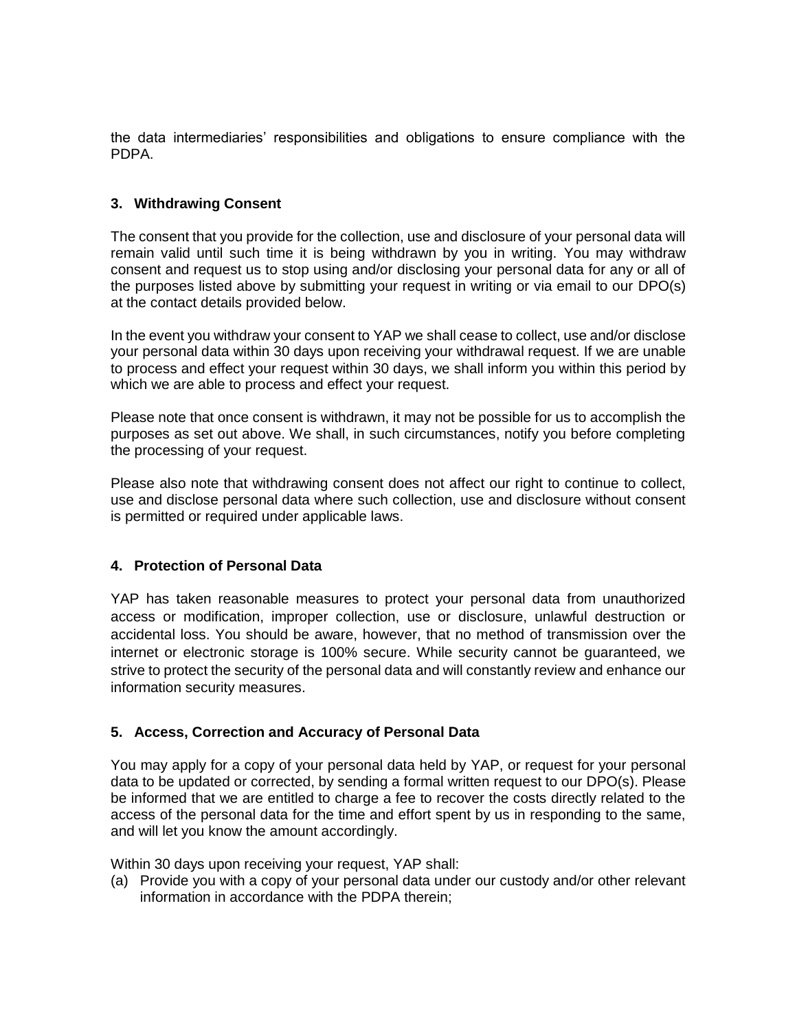the data intermediaries' responsibilities and obligations to ensure compliance with the PDPA.

### 3. Withdrawing Consent

The consent that you provide for the collection, use and disclosure of your personal data will remain valid until such time it is being withdrawn by you in writing. You may withdraw consent and request us to stop using and/or disclosing your personal data for any or all of the purposes listed above by submitting your request in writing or via email to our DPO(s) at the contact details provided below.

In the event you withdraw your consent to YAP we shall cease to collect, use and/or disclose your personal data within 30 days upon receiving your withdrawal request. If we are unable to process and effect your request within 30 days, we shall inform you within this period by which we are able to process and effect your request.

Please note that once consent is withdrawn, it may not be possible for us to accomplish the purposes as set out above. We shall, in such circumstances, notify you before completing the processing of your request.

Please also note that withdrawing consent does not affect our right to continue to collect, use and disclose personal data where such collection, use and disclosure without consent is permitted or required under applicable laws.

### 4. Protection of Personal Data

YAP has taken reasonable measures to protect your personal data from unauthorized access or modification, improper collection, use or disclosure, unlawful destruction or accidental loss. You should be aware, however, that no method of transmission over the internet or electronic storage is 100% secure. While security cannot be guaranteed, we strive to protect the security of the personal data and will constantly review and enhance our information security measures.

### 5. Access, Correction and Accuracy of Personal Data

You may apply for a copy of your personal data held by YAP, or request for your personal data to be updated or corrected, by sending a formal written request to our DPO(s). Please be informed that we are entitled to charge a fee to recover the costs directly related to the access of the personal data for the time and effort spent by us in responding to the same, and will let you know the amount accordingly.

Within 30 days upon receiving your request, YAP shall:

(a) Provide you with a copy of your personal data under our custody and/or other relevant information in accordance with the PDPA therein;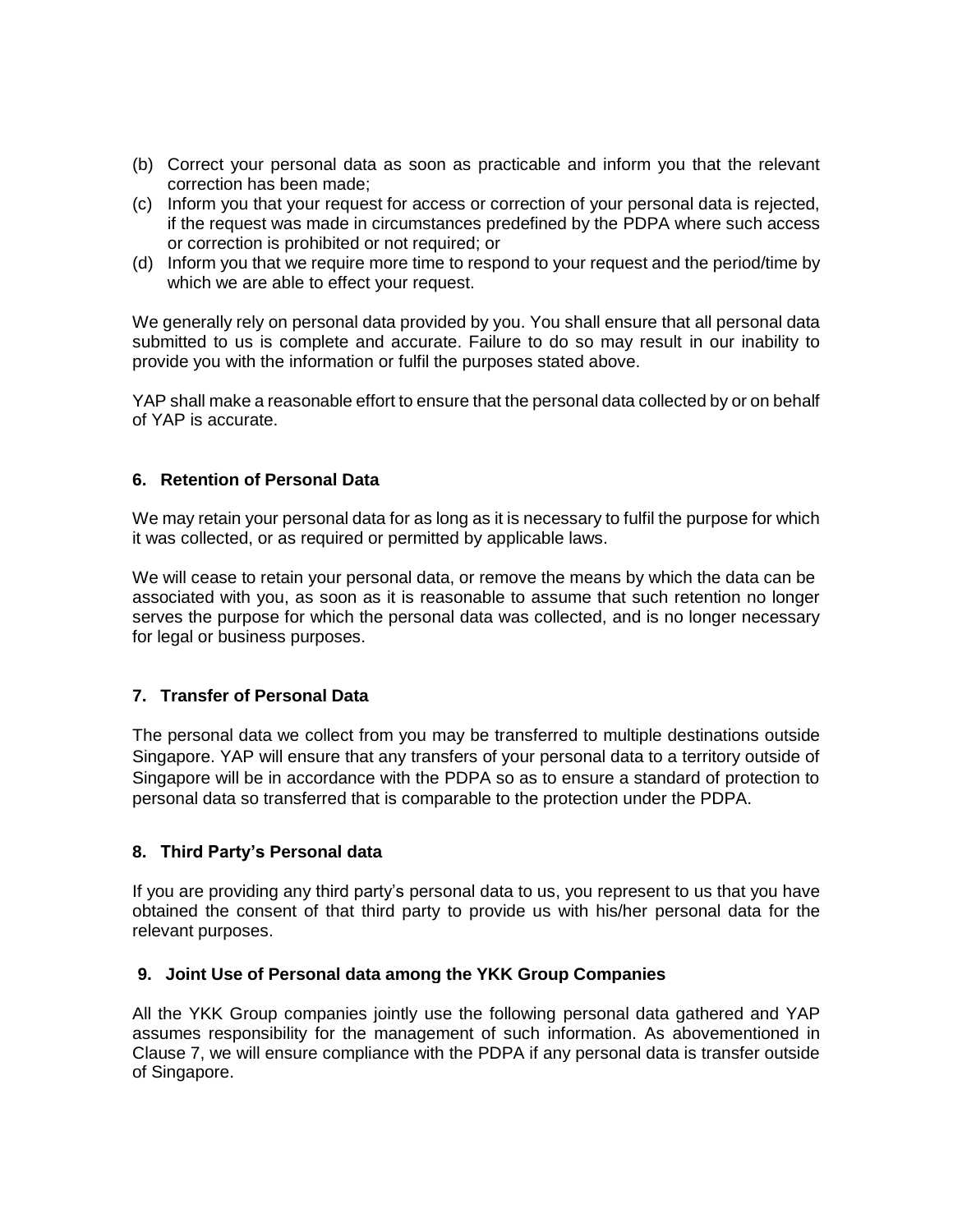(b) Correct your personal data as soon as practicable and inform you that the relevant correction has been made;
(c) Inform you that your request for access or correction of your personal data is rejected, if the request was made in circumstances predefined by the PDPA where such access or correction is prohibited or not required; or
(d) Inform you that we require more time to respond to your request and the period/time by which we are able to effect your request.

We generally rely on personal data provided by you. You shall ensure that all personal data submitted to us is complete and accurate. Failure to do so may result in our inability to provide you with the information or fulfil the purposes stated above.

YAP shall make a reasonable effort to ensure that the personal data collected by or on behalf of YAP is accurate.

## 6. Retention of Personal Data

We may retain your personal data for as long as it is necessary to fulfil the purpose for which it was collected, or as required or permitted by applicable laws.

We will cease to retain your personal data, or remove the means by which the data can be associated with you, as soon as it is reasonable to assume that such retention no longer serves the purpose for which the personal data was collected, and is no longer necessary for legal or business purposes.

## 7. Transfer of Personal Data

The personal data we collect from you may be transferred to multiple destinations outside Singapore. YAP will ensure that any transfers of your personal data to a territory outside of Singapore will be in accordance with the PDPA so as to ensure a standard of protection to personal data so transferred that is comparable to the protection under the PDPA.

## 8. Third Party's Personal data

If you are providing any third party's personal data to us, you represent to us that you have obtained the consent of that third party to provide us with his/her personal data for the relevant purposes.

## 9. Joint Use of Personal data among the YKK Group Companies

All the YKK Group companies jointly use the following personal data gathered and YAP assumes responsibility for the management of such information. As abovementioned in Clause 7, we will ensure compliance with the PDPA if any personal data is transfer outside of Singapore.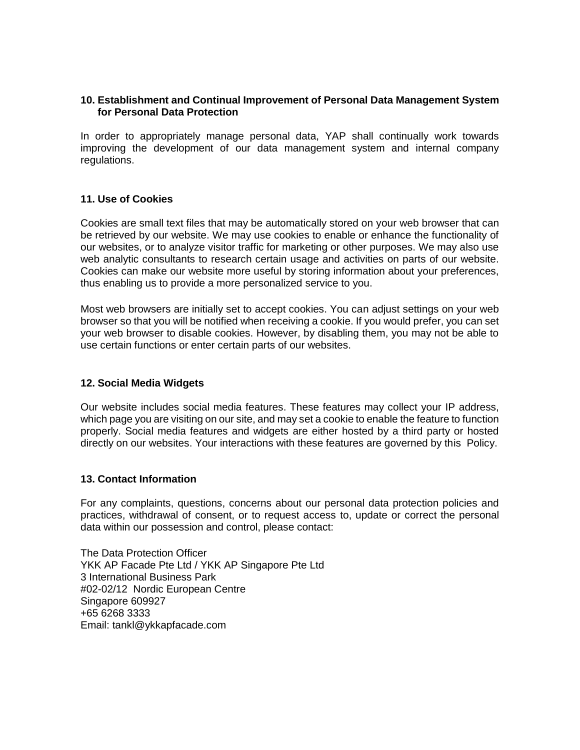## 10. Establishment and Continual Improvement of Personal Data Management System for Personal Data Protection

In order to appropriately manage personal data, YAP shall continually work towards improving the development of our data management system and internal company regulations.

## 11. Use of Cookies

Cookies are small text files that may be automatically stored on your web browser that can be retrieved by our website. We may use cookies to enable or enhance the functionality of our websites, or to analyze visitor traffic for marketing or other purposes. We may also use web analytic consultants to research certain usage and activities on parts of our website. Cookies can make our website more useful by storing information about your preferences, thus enabling us to provide a more personalized service to you.

Most web browsers are initially set to accept cookies. You can adjust settings on your web browser so that you will be notified when receiving a cookie. If you would prefer, you can set your web browser to disable cookies. However, by disabling them, you may not be able to use certain functions or enter certain parts of our websites.

## 12. Social Media Widgets

Our website includes social media features. These features may collect your IP address, which page you are visiting on our site, and may set a cookie to enable the feature to function properly. Social media features and widgets are either hosted by a third party or hosted directly on our websites. Your interactions with these features are governed by this Policy.

## 13. Contact Information

For any complaints, questions, concerns about our personal data protection policies and practices, withdrawal of consent, or to request access to, update or correct the personal data within our possession and control, please contact:

The Data Protection Officer
YKK AP Facade Pte Ltd / YKK AP Singapore Pte Ltd
3 International Business Park
#02-02/12 Nordic European Centre
Singapore 609927
+65 6268 3333
Email: tankl@ykkapfacade.com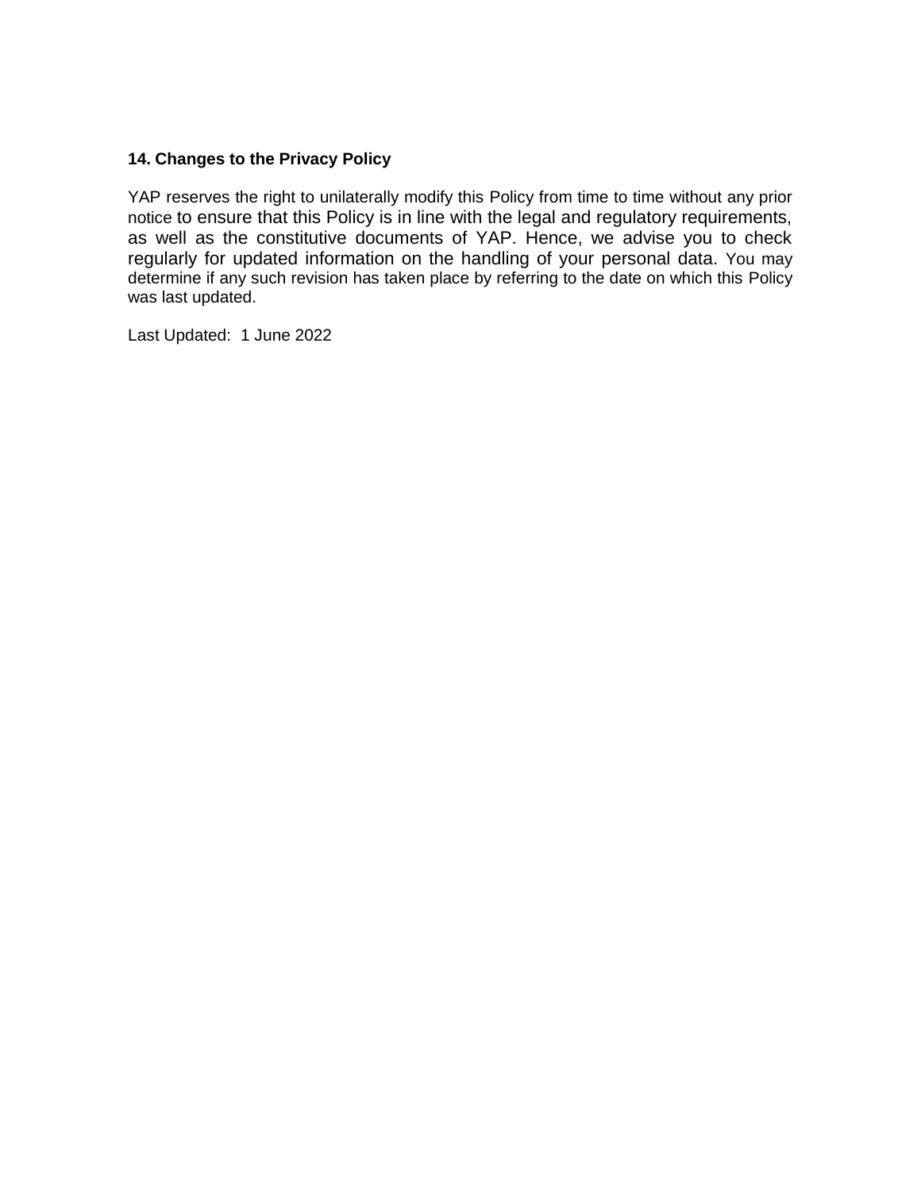**14. Changes to the Privacy Policy**

YAP reserves the right to unilaterally modify this Policy from time to time without any prior notice to ensure that this Policy is in line with the legal and regulatory requirements, as well as the constitutive documents of YAP. Hence, we advise you to check regularly for updated information on the handling of your personal data. You may determine if any such revision has taken place by referring to the date on which this Policy was last updated.

Last Updated: 1 June 2022